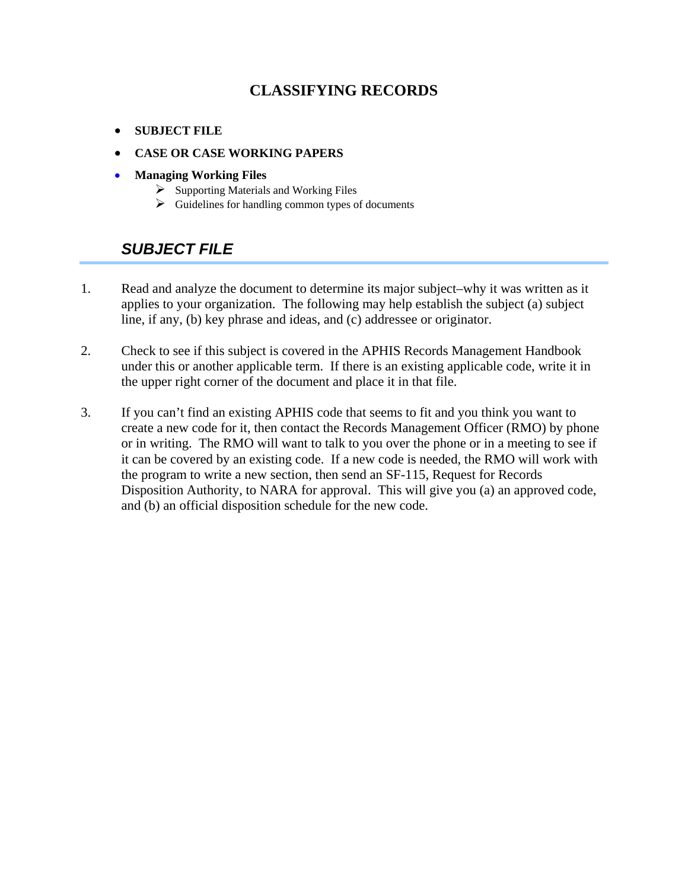# CLASSIFYING RECORDS

- **SUBJECT FILE**
- **CASE OR CASE WORKING PAPERS**
- **Managing Working Files**
  - Supporting Materials and Working Files
  - Guidelines for handling common types of documents

## *SUBJECT FILE*

1. Read and analyze the document to determine its major subject–why it was written as it applies to your organization. The following may help establish the subject (a) subject line, if any, (b) key phrase and ideas, and (c) addressee or originator.

2. Check to see if this subject is covered in the APHIS Records Management Handbook under this or another applicable term. If there is an existing applicable code, write it in the upper right corner of the document and place it in that file.

3. If you can't find an existing APHIS code that seems to fit and you think you want to create a new code for it, then contact the Records Management Officer (RMO) by phone or in writing. The RMO will want to talk to you over the phone or in a meeting to see if it can be covered by an existing code. If a new code is needed, the RMO will work with the program to write a new section, then send an SF-115, Request for Records Disposition Authority, to NARA for approval. This will give you (a) an approved code, and (b) an official disposition schedule for the new code.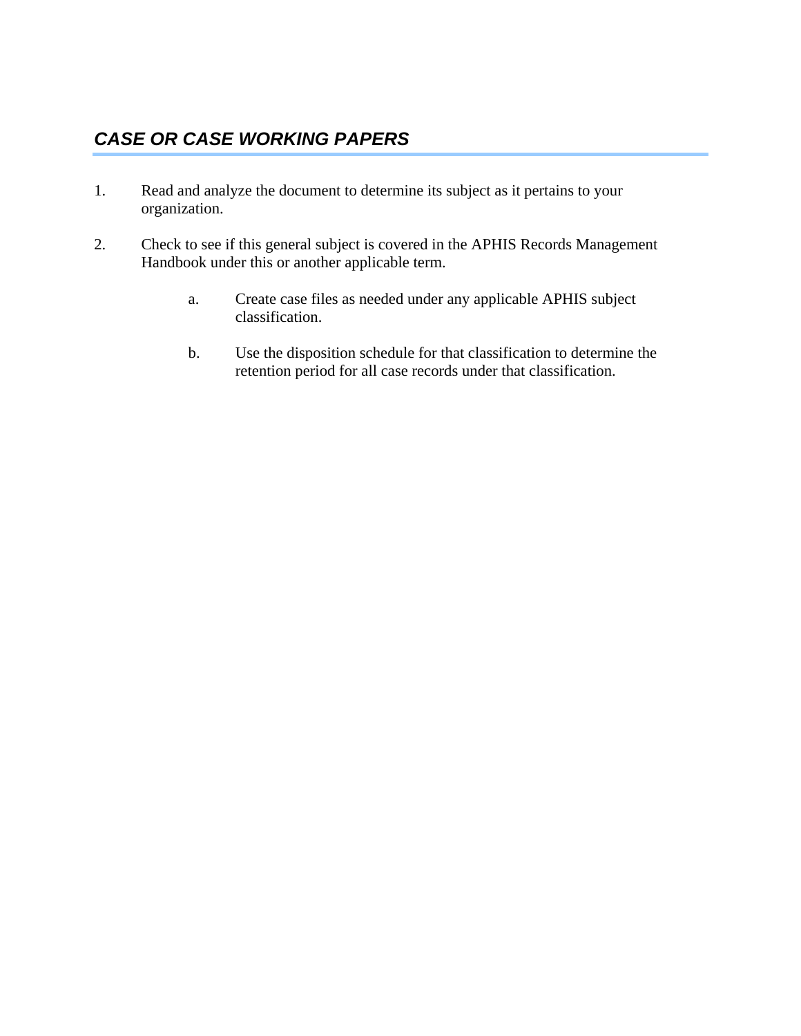## *CASE OR CASE WORKING PAPERS*

1. Read and analyze the document to determine its subject as it pertains to your organization.

2. Check to see if this general subject is covered in the APHIS Records Management Handbook under this or another applicable term.

   a. Create case files as needed under any applicable APHIS subject classification.

   b. Use the disposition schedule for that classification to determine the retention period for all case records under that classification.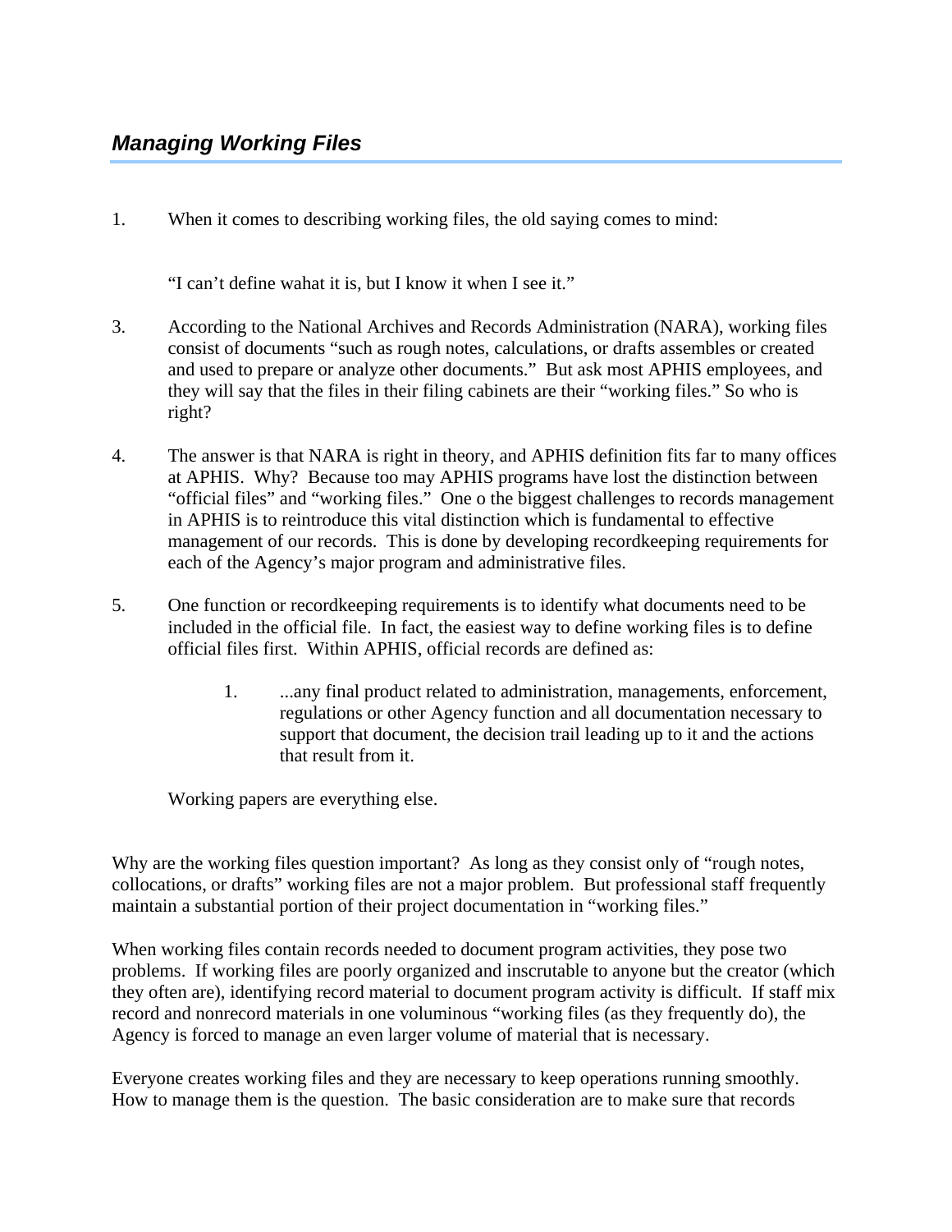## *Managing Working Files*

1. When it comes to describing working files, the old saying comes to mind:

   "I can't define wahat it is, but I know it when I see it."

3. According to the National Archives and Records Administration (NARA), working files consist of documents "such as rough notes, calculations, or drafts assembles or created and used to prepare or analyze other documents." But ask most APHIS employees, and they will say that the files in their filing cabinets are their "working files." So who is right?

4. The answer is that NARA is right in theory, and APHIS definition fits far to many offices at APHIS. Why? Because too may APHIS programs have lost the distinction between "official files" and "working files." One o the biggest challenges to records management in APHIS is to reintroduce this vital distinction which is fundamental to effective management of our records. This is done by developing recordkeeping requirements for each of the Agency's major program and administrative files.

5. One function or recordkeeping requirements is to identify what documents need to be included in the official file. In fact, the easiest way to define working files is to define official files first. Within APHIS, official records are defined as:

   1. ...any final product related to administration, managements, enforcement, regulations or other Agency function and all documentation necessary to support that document, the decision trail leading up to it and the actions that result from it.

   Working papers are everything else.

Why are the working files question important? As long as they consist only of "rough notes, collocations, or drafts" working files are not a major problem. But professional staff frequently maintain a substantial portion of their project documentation in "working files."

When working files contain records needed to document program activities, they pose two problems. If working files are poorly organized and inscrutable to anyone but the creator (which they often are), identifying record material to document program activity is difficult. If staff mix record and nonrecord materials in one voluminous "working files (as they frequently do), the Agency is forced to manage an even larger volume of material that is necessary.

Everyone creates working files and they are necessary to keep operations running smoothly. How to manage them is the question. The basic consideration are to make sure that records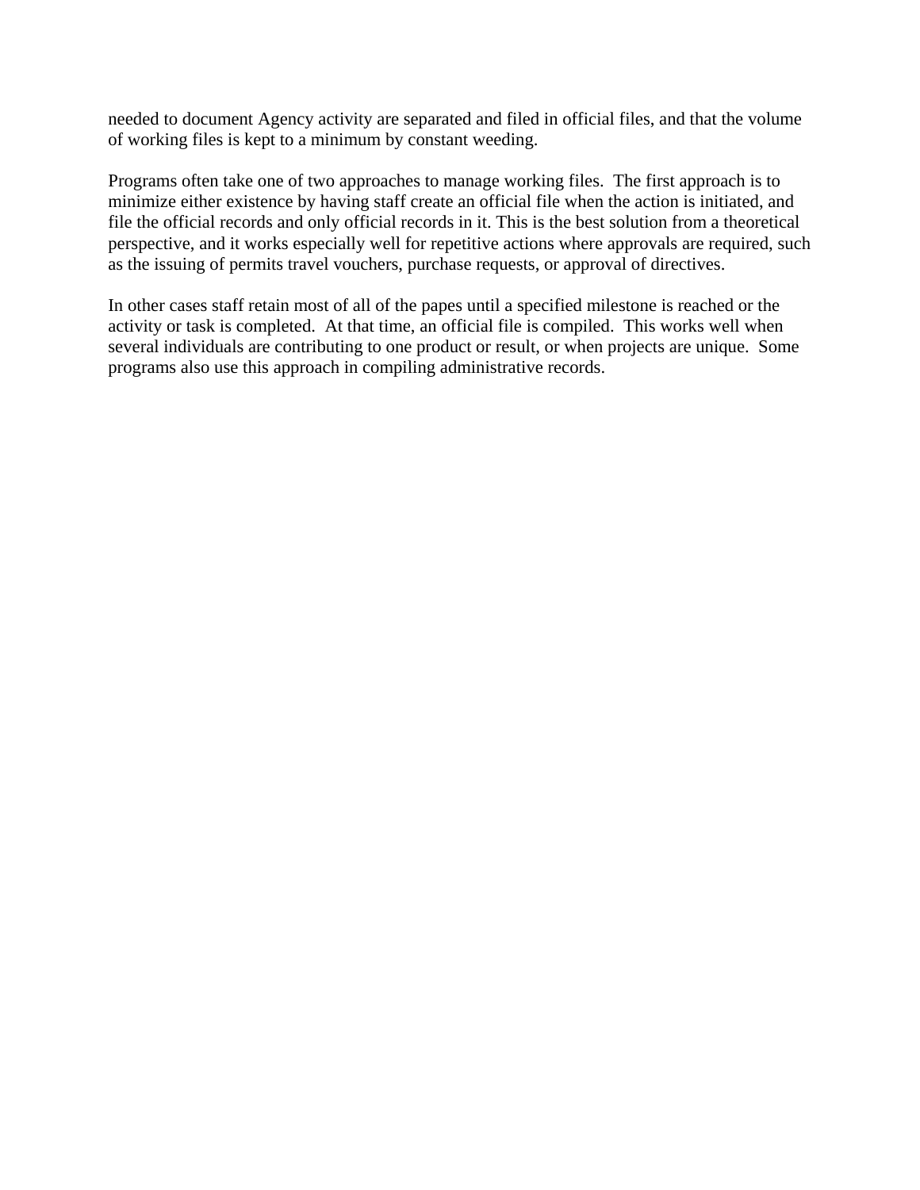needed to document Agency activity are separated and filed in official files, and that the volume of working files is kept to a minimum by constant weeding.

Programs often take one of two approaches to manage working files. The first approach is to minimize either existence by having staff create an official file when the action is initiated, and file the official records and only official records in it. This is the best solution from a theoretical perspective, and it works especially well for repetitive actions where approvals are required, such as the issuing of permits travel vouchers, purchase requests, or approval of directives.

In other cases staff retain most of all of the papes until a specified milestone is reached or the activity or task is completed. At that time, an official file is compiled. This works well when several individuals are contributing to one product or result, or when projects are unique. Some programs also use this approach in compiling administrative records.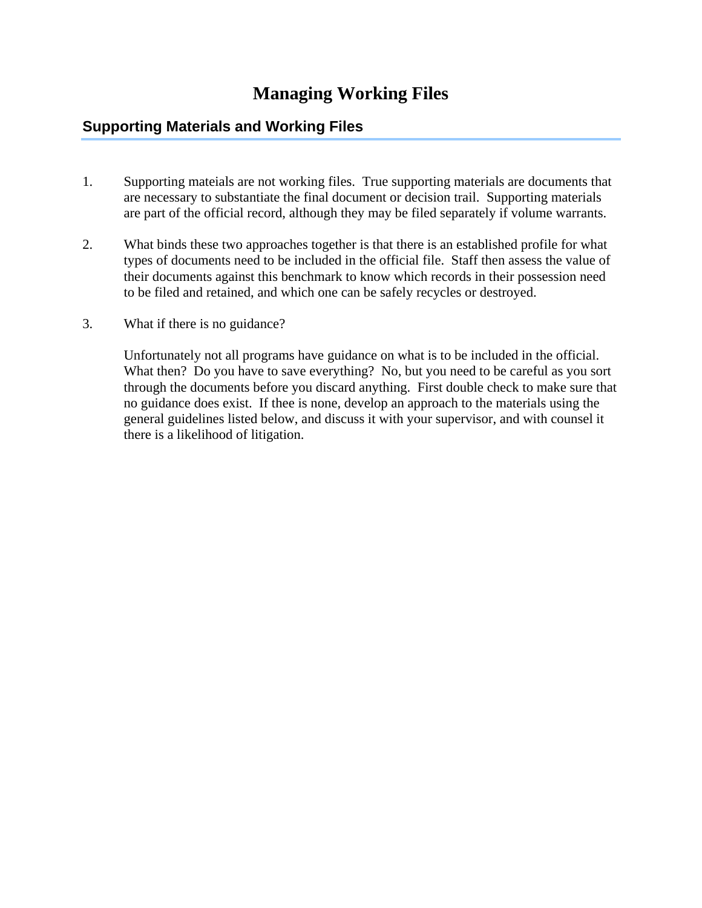# Managing Working Files

## Supporting Materials and Working Files

1. Supporting mateials are not working files. True supporting materials are documents that are necessary to substantiate the final document or decision trail. Supporting materials are part of the official record, although they may be filed separately if volume warrants.

2. What binds these two approaches together is that there is an established profile for what types of documents need to be included in the official file. Staff then assess the value of their documents against this benchmark to know which records in their possession need to be filed and retained, and which one can be safely recycles or destroyed.

3. What if there is no guidance?

   Unfortunately not all programs have guidance on what is to be included in the official. What then? Do you have to save everything? No, but you need to be careful as you sort through the documents before you discard anything. First double check to make sure that no guidance does exist. If thee is none, develop an approach to the materials using the general guidelines listed below, and discuss it with your supervisor, and with counsel it there is a likelihood of litigation.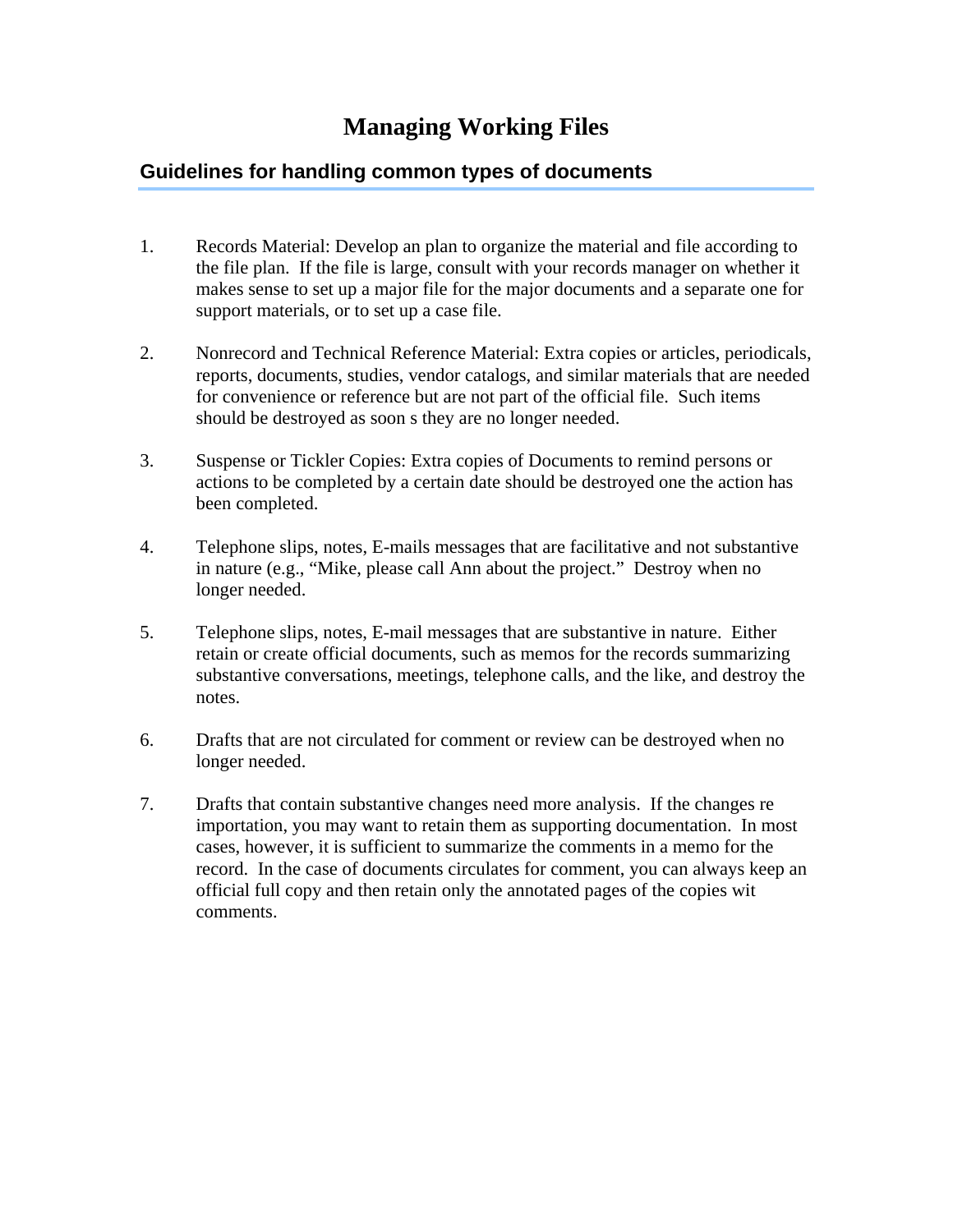# Managing Working Files

## Guidelines for handling common types of documents

1. Records Material: Develop an plan to organize the material and file according to the file plan. If the file is large, consult with your records manager on whether it makes sense to set up a major file for the major documents and a separate one for support materials, or to set up a case file.

2. Nonrecord and Technical Reference Material: Extra copies or articles, periodicals, reports, documents, studies, vendor catalogs, and similar materials that are needed for convenience or reference but are not part of the official file. Such items should be destroyed as soon s they are no longer needed.

3. Suspense or Tickler Copies: Extra copies of Documents to remind persons or actions to be completed by a certain date should be destroyed one the action has been completed.

4. Telephone slips, notes, E-mails messages that are facilitative and not substantive in nature (e.g., "Mike, please call Ann about the project." Destroy when no longer needed.

5. Telephone slips, notes, E-mail messages that are substantive in nature. Either retain or create official documents, such as memos for the records summarizing substantive conversations, meetings, telephone calls, and the like, and destroy the notes.

6. Drafts that are not circulated for comment or review can be destroyed when no longer needed.

7. Drafts that contain substantive changes need more analysis. If the changes re importation, you may want to retain them as supporting documentation. In most cases, however, it is sufficient to summarize the comments in a memo for the record. In the case of documents circulates for comment, you can always keep an official full copy and then retain only the annotated pages of the copies wit comments.